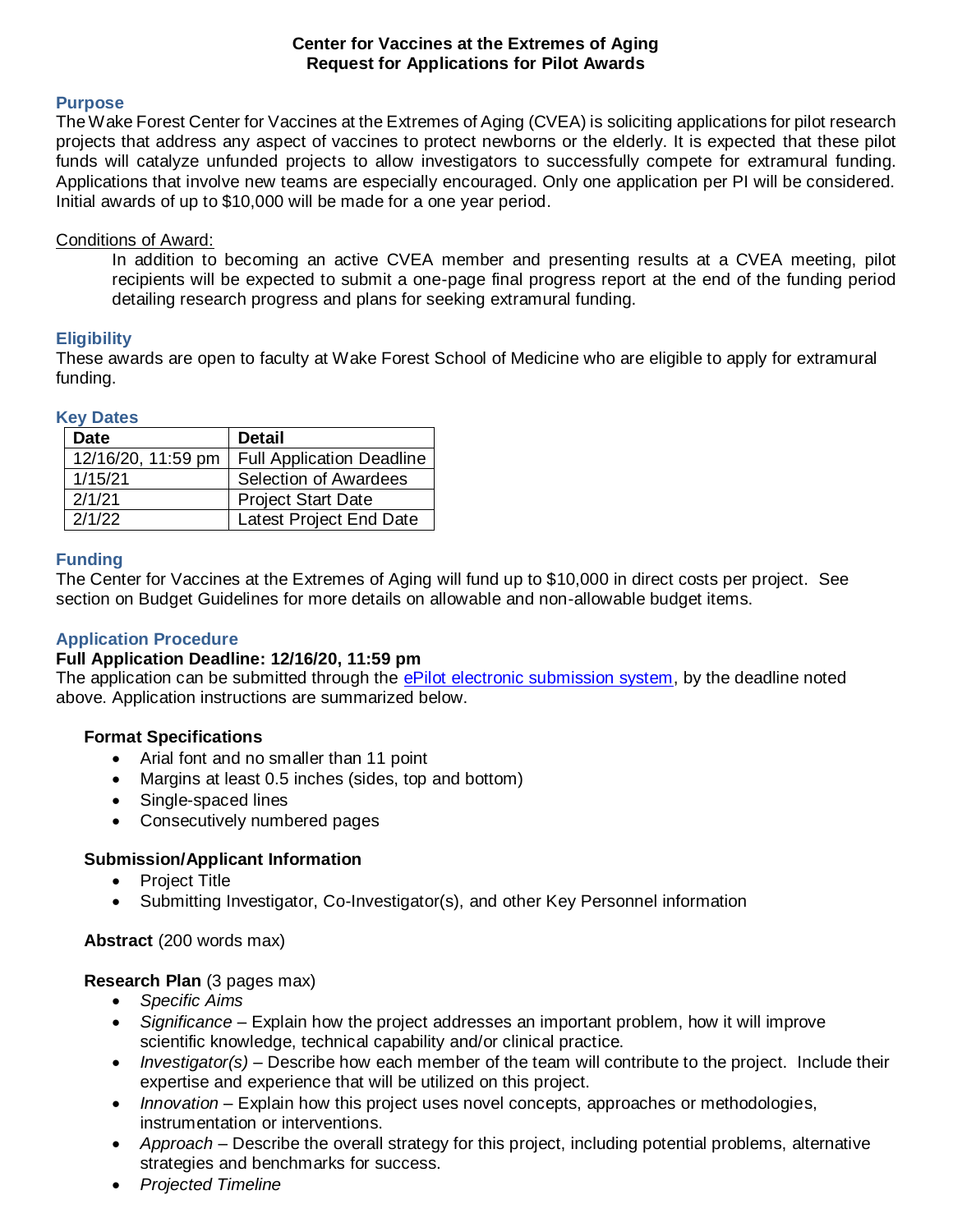# Center for Vaccines at the Extremes of Aging
# Request for Applications for Pilot Awards

## Purpose

The Wake Forest Center for Vaccines at the Extremes of Aging (CVEA) is soliciting applications for pilot research projects that address any aspect of vaccines to protect newborns or the elderly. It is expected that these pilot funds will catalyze unfunded projects to allow investigators to successfully compete for extramural funding. Applications that involve new teams are especially encouraged. Only one application per PI will be considered. Initial awards of up to $10,000 will be made for a one year period.

Conditions of Award:

> In addition to becoming an active CVEA member and presenting results at a CVEA meeting, pilot recipients will be expected to submit a one-page final progress report at the end of the funding period detailing research progress and plans for seeking extramural funding.

## Eligibility

These awards are open to faculty at Wake Forest School of Medicine who are eligible to apply for extramural funding.

## Key Dates

| Date | Detail |
|---|---|
| 12/16/20, 11:59 pm | Full Application Deadline |
| 1/15/21 | Selection of Awardees |
| 2/1/21 | Project Start Date |
| 2/1/22 | Latest Project End Date |

## Funding

The Center for Vaccines at the Extremes of Aging will fund up to $10,000 in direct costs per project. See section on Budget Guidelines for more details on allowable and non-allowable budget items.

## Application Procedure

**Full Application Deadline: 12/16/20, 11:59 pm**

The application can be submitted through the ePilot electronic submission system, by the deadline noted above. Application instructions are summarized below.

### Format Specifications

- Arial font and no smaller than 11 point
- Margins at least 0.5 inches (sides, top and bottom)
- Single-spaced lines
- Consecutively numbered pages

### Submission/Applicant Information

- Project Title
- Submitting Investigator, Co-Investigator(s), and other Key Personnel information

**Abstract** (200 words max)

**Research Plan** (3 pages max)

- *Specific Aims*
- *Significance* – Explain how the project addresses an important problem, how it will improve scientific knowledge, technical capability and/or clinical practice.
- *Investigator(s)* – Describe how each member of the team will contribute to the project. Include their expertise and experience that will be utilized on this project.
- *Innovation* – Explain how this project uses novel concepts, approaches or methodologies, instrumentation or interventions.
- *Approach* – Describe the overall strategy for this project, including potential problems, alternative strategies and benchmarks for success.
- *Projected Timeline*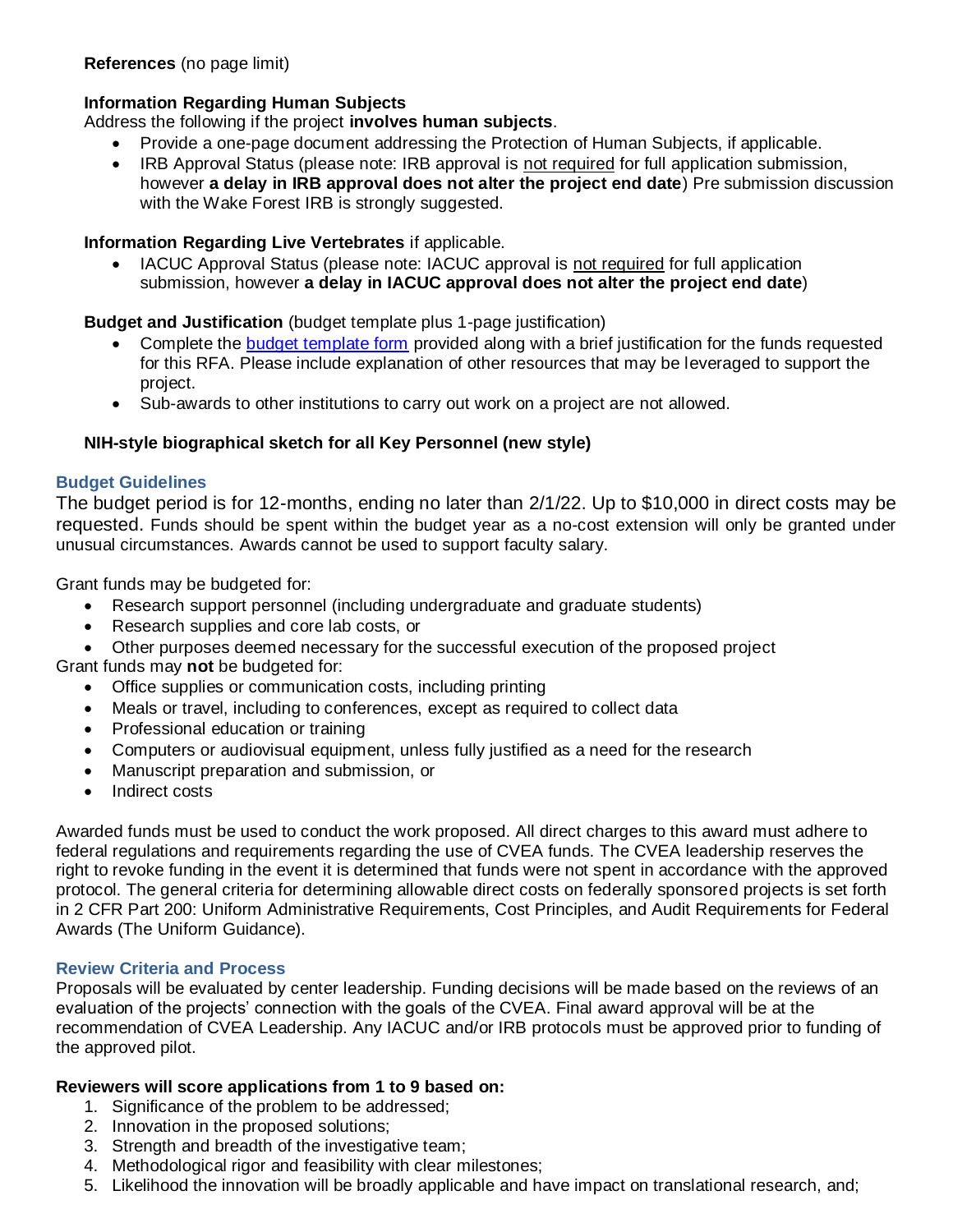**References** (no page limit)

**Information Regarding Human Subjects**
Address the following if the project **involves human subjects**.

- Provide a one-page document addressing the Protection of Human Subjects, if applicable.
- IRB Approval Status (please note: IRB approval is not required for full application submission, however **a delay in IRB approval does not alter the project end date**) Pre submission discussion with the Wake Forest IRB is strongly suggested.

**Information Regarding Live Vertebrates** if applicable.

- IACUC Approval Status (please note: IACUC approval is not required for full application submission, however **a delay in IACUC approval does not alter the project end date**)

**Budget and Justification** (budget template plus 1-page justification)

- Complete the [budget template form]() provided along with a brief justification for the funds requested for this RFA. Please include explanation of other resources that may be leveraged to support the project.
- Sub-awards to other institutions to carry out work on a project are not allowed.

**NIH-style biographical sketch for all Key Personnel (new style)**

## Budget Guidelines

The budget period is for 12-months, ending no later than 2/1/22. Up to $10,000 in direct costs may be requested. Funds should be spent within the budget year as a no-cost extension will only be granted under unusual circumstances. Awards cannot be used to support faculty salary.

Grant funds may be budgeted for:

- Research support personnel (including undergraduate and graduate students)
- Research supplies and core lab costs, or
- Other purposes deemed necessary for the successful execution of the proposed project

Grant funds may **not** be budgeted for:

- Office supplies or communication costs, including printing
- Meals or travel, including to conferences, except as required to collect data
- Professional education or training
- Computers or audiovisual equipment, unless fully justified as a need for the research
- Manuscript preparation and submission, or
- Indirect costs

Awarded funds must be used to conduct the work proposed. All direct charges to this award must adhere to federal regulations and requirements regarding the use of CVEA funds. The CVEA leadership reserves the right to revoke funding in the event it is determined that funds were not spent in accordance with the approved protocol. The general criteria for determining allowable direct costs on federally sponsored projects is set forth in 2 CFR Part 200: Uniform Administrative Requirements, Cost Principles, and Audit Requirements for Federal Awards (The Uniform Guidance).

## Review Criteria and Process

Proposals will be evaluated by center leadership. Funding decisions will be made based on the reviews of an evaluation of the projects' connection with the goals of the CVEA. Final award approval will be at the recommendation of CVEA Leadership. Any IACUC and/or IRB protocols must be approved prior to funding of the approved pilot.

**Reviewers will score applications from 1 to 9 based on:**

1. Significance of the problem to be addressed;
2. Innovation in the proposed solutions;
3. Strength and breadth of the investigative team;
4. Methodological rigor and feasibility with clear milestones;
5. Likelihood the innovation will be broadly applicable and have impact on translational research, and;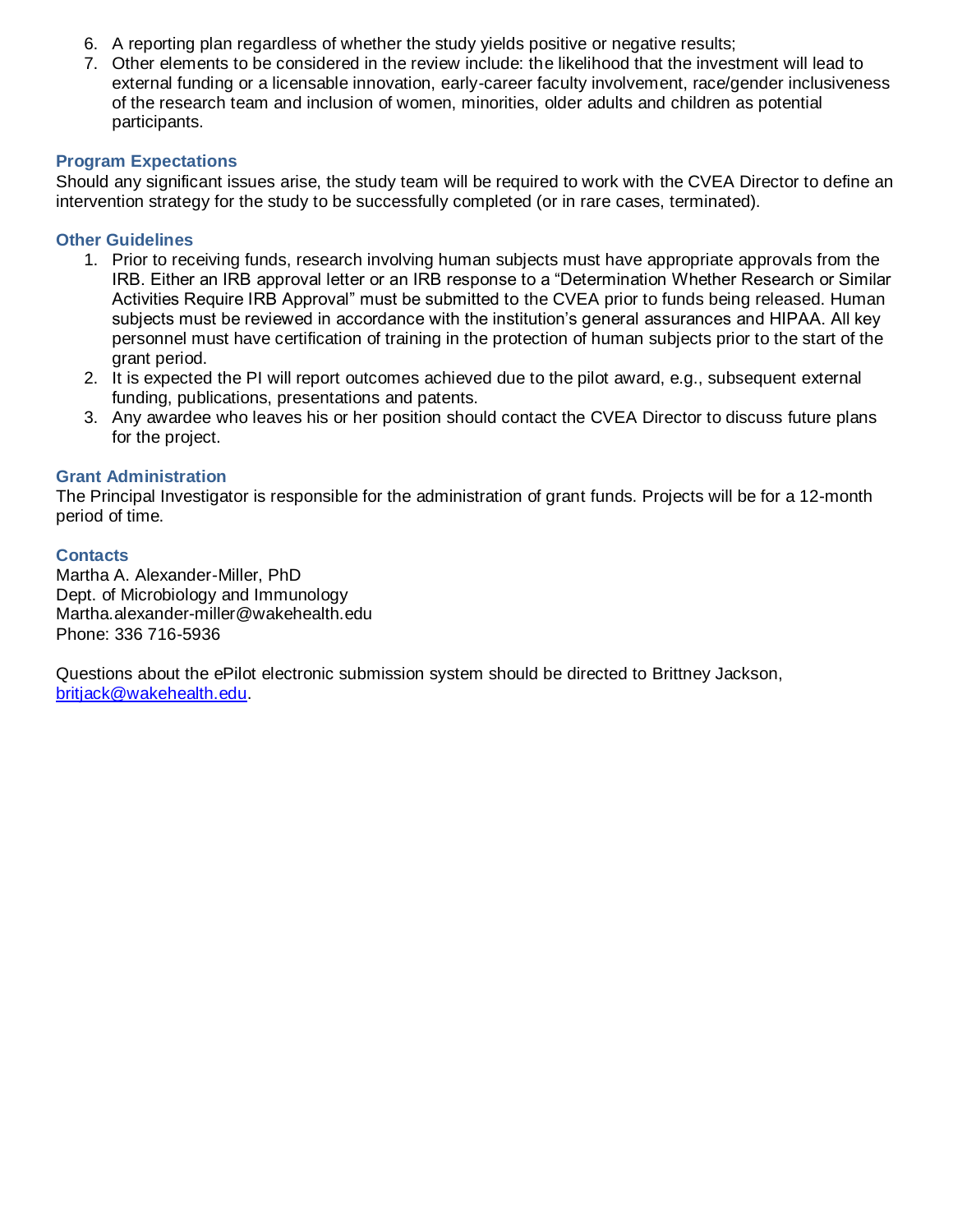6. A reporting plan regardless of whether the study yields positive or negative results;
7. Other elements to be considered in the review include: the likelihood that the investment will lead to external funding or a licensable innovation, early-career faculty involvement, race/gender inclusiveness of the research team and inclusion of women, minorities, older adults and children as potential participants.

### Program Expectations

Should any significant issues arise, the study team will be required to work with the CVEA Director to define an intervention strategy for the study to be successfully completed (or in rare cases, terminated).

### Other Guidelines

1. Prior to receiving funds, research involving human subjects must have appropriate approvals from the IRB. Either an IRB approval letter or an IRB response to a "Determination Whether Research or Similar Activities Require IRB Approval" must be submitted to the CVEA prior to funds being released. Human subjects must be reviewed in accordance with the institution's general assurances and HIPAA. All key personnel must have certification of training in the protection of human subjects prior to the start of the grant period.
2. It is expected the PI will report outcomes achieved due to the pilot award, e.g., subsequent external funding, publications, presentations and patents.
3. Any awardee who leaves his or her position should contact the CVEA Director to discuss future plans for the project.

### Grant Administration

The Principal Investigator is responsible for the administration of grant funds. Projects will be for a 12-month period of time.

### Contacts

Martha A. Alexander-Miller, PhD
Dept. of Microbiology and Immunology
Martha.alexander-miller@wakehealth.edu
Phone: 336 716-5936

Questions about the ePilot electronic submission system should be directed to Brittney Jackson, britjack@wakehealth.edu.